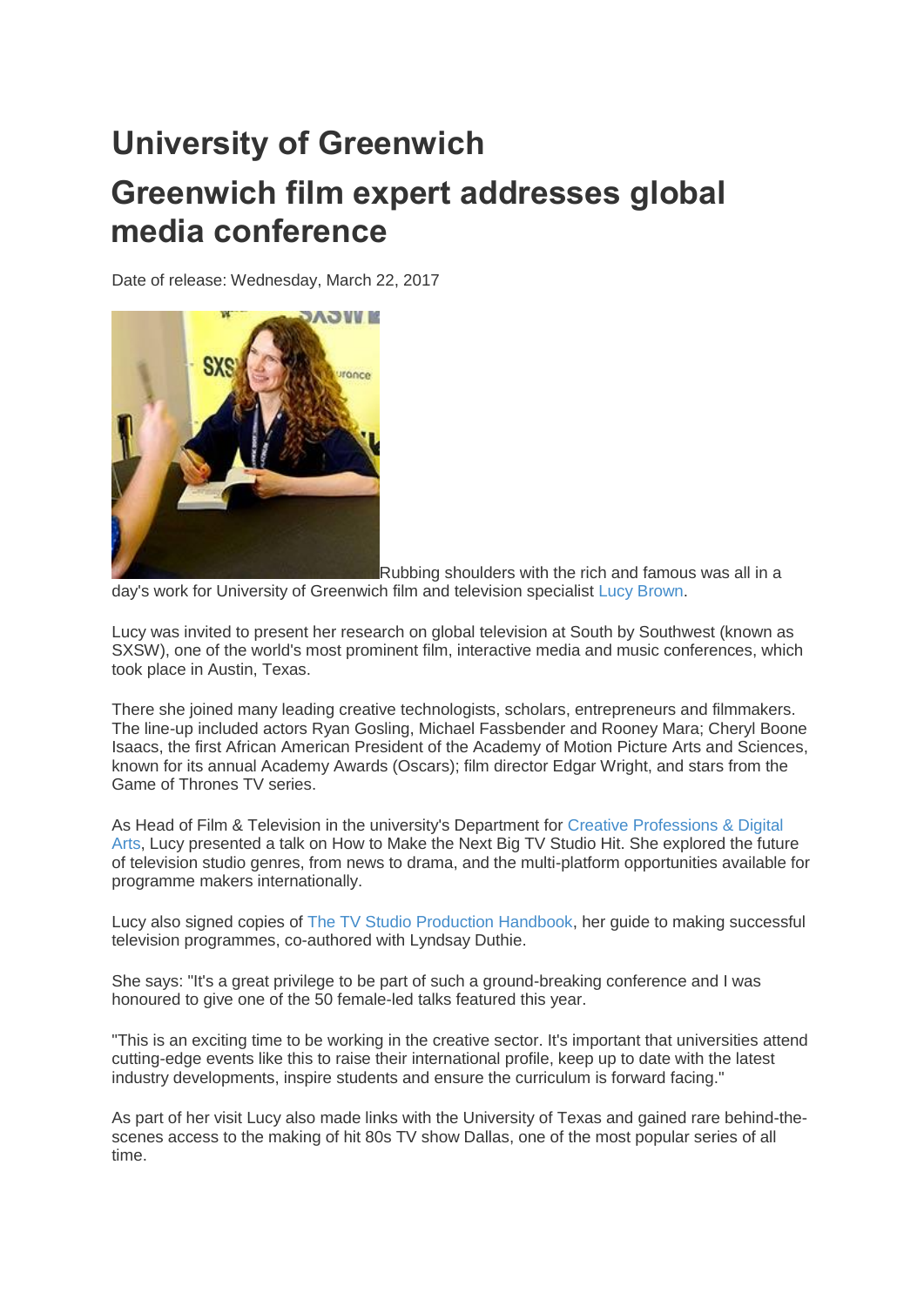# University of Greenwich

## Greenwich film expert addresses global media conference

Date of release: Wednesday, March 22, 2017

Rubbing shoulders with the rich and famous was all in a day's work for University of Greenwich film and television specialist Lucy Brown.

Lucy was invited to present her research on global television at South by Southwest (known as SXSW), one of the world's most prominent film, interactive media and music conferences, which took place in Austin, Texas.

There she joined many leading creative technologists, scholars, entrepreneurs and filmmakers. The line-up included actors Ryan Gosling, Michael Fassbender and Rooney Mara; Cheryl Boone Isaacs, the first African American President of the Academy of Motion Picture Arts and Sciences, known for its annual Academy Awards (Oscars); film director Edgar Wright, and stars from the Game of Thrones TV series.

As Head of Film & Television in the university's Department for Creative Professions & Digital Arts, Lucy presented a talk on How to Make the Next Big TV Studio Hit. She explored the future of television studio genres, from news to drama, and the multi-platform opportunities available for programme makers internationally.

Lucy also signed copies of The TV Studio Production Handbook, her guide to making successful television programmes, co-authored with Lyndsay Duthie.

She says: "It's a great privilege to be part of such a ground-breaking conference and I was honoured to give one of the 50 female-led talks featured this year.

"This is an exciting time to be working in the creative sector. It's important that universities attend cutting-edge events like this to raise their international profile, keep up to date with the latest industry developments, inspire students and ensure the curriculum is forward facing."

As part of her visit Lucy also made links with the University of Texas and gained rare behind-the-scenes access to the making of hit 80s TV show Dallas, one of the most popular series of all time.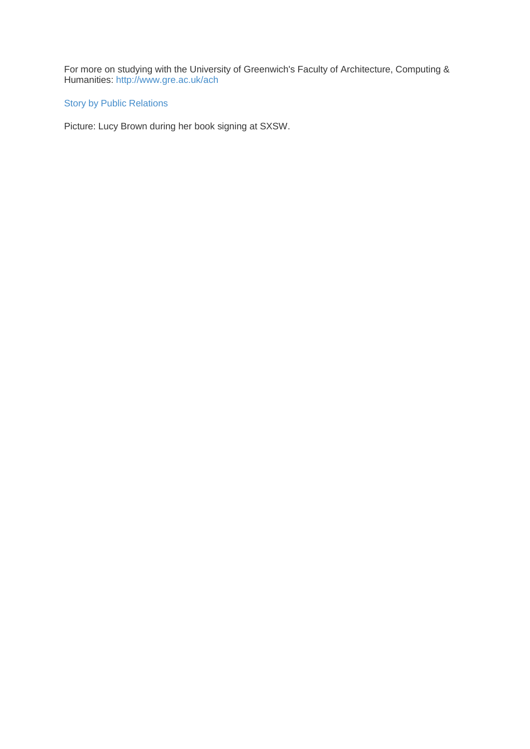For more on studying with the University of Greenwich's Faculty of Architecture, Computing & Humanities: http://www.gre.ac.uk/ach

Story by Public Relations

Picture: Lucy Brown during her book signing at SXSW.